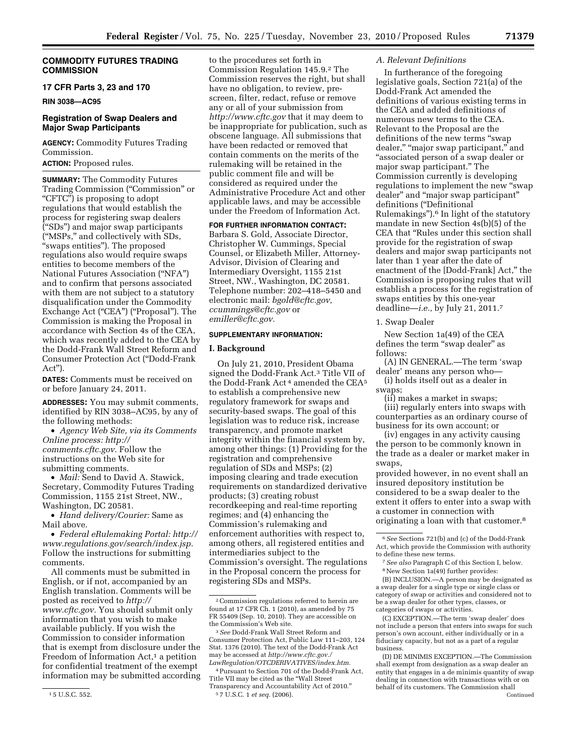# COMMODITY FUTURES TRADING COMMISSION

## 17 CFR Parts 3, 23 and 170

**RIN 3038—AC95**

## Registration of Swap Dealers and Major Swap Participants

**AGENCY:** Commodity Futures Trading Commission.

**ACTION:** Proposed rules.

**SUMMARY:** The Commodity Futures Trading Commission ("Commission" or "CFTC") is proposing to adopt regulations that would establish the process for registering swap dealers ("SDs") and major swap participants ("MSPs," and collectively with SDs, "swaps entities"). The proposed regulations also would require swaps entities to become members of the National Futures Association ("NFA") and to confirm that persons associated with them are not subject to a statutory disqualification under the Commodity Exchange Act ("CEA") ("Proposal"). The Commission is making the Proposal in accordance with Section 4s of the CEA, which was recently added to the CEA by the Dodd-Frank Wall Street Reform and Consumer Protection Act ("Dodd-Frank Act").

**DATES:** Comments must be received on or before January 24, 2011.

**ADDRESSES:** You may submit comments, identified by RIN 3038–AC95, by any of the following methods:

- *Agency Web Site, via its Comments Online process: http://comments.cftc.gov.* Follow the instructions on the Web site for submitting comments.
- *Mail:* Send to David A. Stawick, Secretary, Commodity Futures Trading Commission, 1155 21st Street, NW., Washington, DC 20581.
- *Hand delivery/Courier:* Same as Mail above.
- *Federal eRulemaking Portal: http://www.regulations.gov/search/index.jsp.* Follow the instructions for submitting comments.

All comments must be submitted in English, or if not, accompanied by an English translation. Comments will be posted as received to *http://www.cftc.gov.* You should submit only information that you wish to make available publicly. If you wish the Commission to consider information that is exempt from disclosure under the Freedom of Information Act,[1] a petition for confidential treatment of the exempt information may be submitted according to the procedures set forth in Commission Regulation 145.9.[2] The Commission reserves the right, but shall have no obligation, to review, pre-screen, filter, redact, refuse or remove any or all of your submission from *http://www.cftc.gov* that it may deem to be inappropriate for publication, such as obscene language. All submissions that have been redacted or removed that contain comments on the merits of the rulemaking will be retained in the public comment file and will be considered as required under the Administrative Procedure Act and other applicable laws, and may be accessible under the Freedom of Information Act.

**FOR FURTHER INFORMATION CONTACT:** Barbara S. Gold, Associate Director, Christopher W. Cummings, Special Counsel, or Elizabeth Miller, Attorney-Advisor, Division of Clearing and Intermediary Oversight, 1155 21st Street, NW., Washington, DC 20581. Telephone number: 202–418–5450 and electronic mail: *bgold@cftc.gov, ccummings@cftc.gov* or *emiller@cftc.gov.*

**SUPPLEMENTARY INFORMATION:**

## I. Background

On July 21, 2010, President Obama signed the Dodd-Frank Act.[3] Title VII of the Dodd-Frank Act[4] amended the CEA[5] to establish a comprehensive new regulatory framework for swaps and security-based swaps. The goal of this legislation was to reduce risk, increase transparency, and promote market integrity within the financial system by, among other things: (1) Providing for the registration and comprehensive regulation of SDs and MSPs; (2) imposing clearing and trade execution requirements on standardized derivative products; (3) creating robust recordkeeping and real-time reporting regimes; and (4) enhancing the Commission's rulemaking and enforcement authorities with respect to, among others, all registered entities and intermediaries subject to the Commission's oversight. The regulations in the Proposal concern the process for registering SDs and MSPs.

### A. Relevant Definitions

In furtherance of the foregoing legislative goals, Section 721(a) of the Dodd-Frank Act amended the definitions of various existing terms in the CEA and added definitions of numerous new terms to the CEA. Relevant to the Proposal are the definitions of the new terms "swap dealer," "major swap participant," and "associated person of a swap dealer or major swap participant." The Commission currently is developing regulations to implement the new "swap dealer" and "major swap participant" definitions ("Definitional Rulemakings").[6] In light of the statutory mandate in new Section 4s(b)(5) of the CEA that "Rules under this section shall provide for the registration of swap dealers and major swap participants not later than 1 year after the date of enactment of the [Dodd-Frank] Act," the Commission is proposing rules that will establish a process for the registration of swaps entities by this one-year deadline—*i.e.,* by July 21, 2011.[7]

#### 1. Swap Dealer

New Section 1a(49) of the CEA defines the term "swap dealer" as follows:

(A) IN GENERAL.—The term 'swap dealer' means any person who—

(i) holds itself out as a dealer in swaps;

(ii) makes a market in swaps;

(iii) regularly enters into swaps with counterparties as an ordinary course of business for its own account; or

(iv) engages in any activity causing the person to be commonly known in the trade as a dealer or market maker in swaps,

provided however, in no event shall an insured depository institution be considered to be a swap dealer to the extent it offers to enter into a swap with a customer in connection with originating a loan with that customer.[8]

---

[1] 5 U.S.C. 552.

[2] Commission regulations referred to herein are found at 17 CFR Ch. 1 (2010), as amended by 75 FR 55409 (Sep. 10, 2010). They are accessible on the Commission's Web site.

[3] *See* Dodd-Frank Wall Street Reform and Consumer Protection Act, Public Law 111–203, 124 Stat. 1376 (2010). The text of the Dodd-Frank Act may be accessed at *http://www.cftc.gov./LawRegulation/OTCDERIVATIVES/index.htm.*

[4] Pursuant to Section 701 of the Dodd-Frank Act, Title VII may be cited as the "Wall Street Transparency and Accountability Act of 2010."

[5] 7 U.S.C. 1 *et seq.* (2006).

[6] *See* Sections 721(b) and (c) of the Dodd-Frank Act, which provide the Commission with authority to define these new terms.

[7] *See also* Paragraph C of this Section I, below.

[8] New Section 1a(49) further provides:

(B) INCLUSION.—A person may be designated as a swap dealer for a single type or single class or category of swap or activities and considered not to be a swap dealer for other types, classes, or categories of swaps or activities.

(C) EXCEPTION.—The term 'swap dealer' does not include a person that enters into swaps for such person's own account, either individually or in a fiduciary capacity, but not as a part of a regular business.

(D) DE MINIMIS EXCEPTION.—The Commission shall exempt from designation as a swap dealer an entity that engages in a de minimis quantity of swap dealing in connection with transactions with or on behalf of its customers. The Commission shall

Continued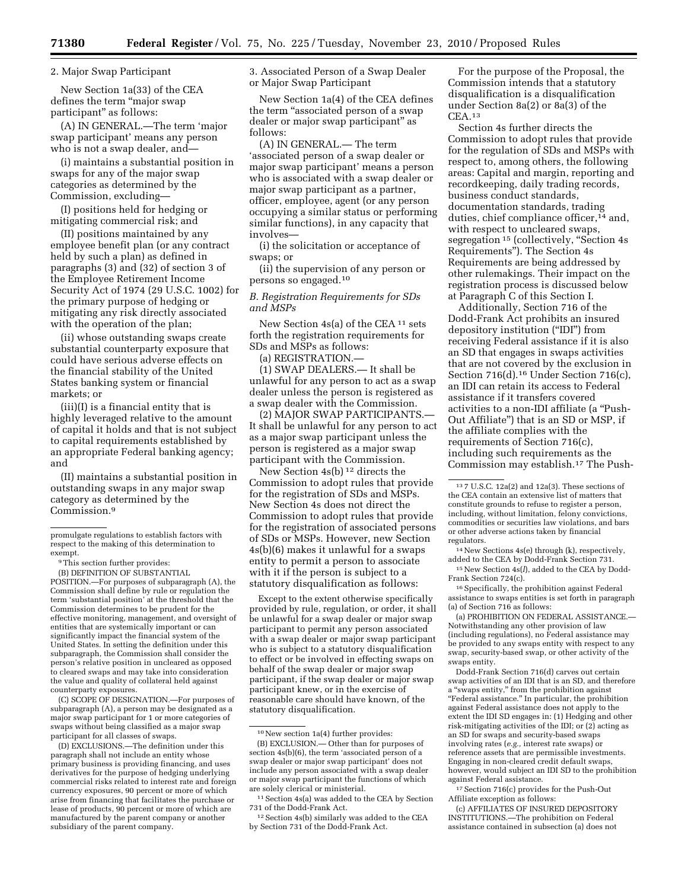2. Major Swap Participant

New Section 1a(33) of the CEA defines the term "major swap participant" as follows:

(A) IN GENERAL.—The term 'major swap participant' means any person who is not a swap dealer, and—

(i) maintains a substantial position in swaps for any of the major swap categories as determined by the Commission, excluding—

(I) positions held for hedging or mitigating commercial risk; and

(II) positions maintained by any employee benefit plan (or any contract held by such a plan) as defined in paragraphs (3) and (32) of section 3 of the Employee Retirement Income Security Act of 1974 (29 U.S.C. 1002) for the primary purpose of hedging or mitigating any risk directly associated with the operation of the plan;

(ii) whose outstanding swaps create substantial counterparty exposure that could have serious adverse effects on the financial stability of the United States banking system or financial markets; or

(iii)(I) is a financial entity that is highly leveraged relative to the amount of capital it holds and that is not subject to capital requirements established by an appropriate Federal banking agency; and

(II) maintains a substantial position in outstanding swaps in any major swap category as determined by the Commission.[9]

3. Associated Person of a Swap Dealer or Major Swap Participant

New Section 1a(4) of the CEA defines the term "associated person of a swap dealer or major swap participant" as follows:

(A) IN GENERAL.— The term 'associated person of a swap dealer or major swap participant' means a person who is associated with a swap dealer or major swap participant as a partner, officer, employee, agent (or any person occupying a similar status or performing similar functions), in any capacity that involves—

(i) the solicitation or acceptance of swaps; or

(ii) the supervision of any person or persons so engaged.[10]

### *B. Registration Requirements for SDs and MSPs*

New Section 4s(a) of the CEA [11] sets forth the registration requirements for SDs and MSPs as follows:

(a) REGISTRATION.—

(1) SWAP DEALERS.— It shall be unlawful for any person to act as a swap dealer unless the person is registered as a swap dealer with the Commission.

(2) MAJOR SWAP PARTICIPANTS.— It shall be unlawful for any person to act as a major swap participant unless the person is registered as a major swap participant with the Commission.

New Section 4s(b) [12] directs the Commission to adopt rules that provide for the registration of SDs and MSPs. New Section 4s does not direct the Commission to adopt rules that provide for the registration of associated persons of SDs or MSPs. However, new Section 4s(b)(6) makes it unlawful for a swaps entity to permit a person to associate with it if the person is subject to a statutory disqualification as follows:

Except to the extent otherwise specifically provided by rule, regulation, or order, it shall be unlawful for a swap dealer or major swap participant to permit any person associated with a swap dealer or major swap participant who is subject to a statutory disqualification to effect or be involved in effecting swaps on behalf of the swap dealer or major swap participant, if the swap dealer or major swap participant knew, or in the exercise of reasonable care should have known, of the statutory disqualification.

For the purpose of the Proposal, the Commission intends that a statutory disqualification is a disqualification under Section 8a(2) or 8a(3) of the CEA.[13]

Section 4s further directs the Commission to adopt rules that provide for the regulation of SDs and MSPs with respect to, among others, the following areas: Capital and margin, reporting and recordkeeping, daily trading records, business conduct standards, documentation standards, trading duties, chief compliance officer,[14] and, with respect to uncleared swaps, segregation [15] (collectively, "Section 4s Requirements"). The Section 4s Requirements are being addressed by other rulemakings. Their impact on the registration process is discussed below at Paragraph C of this Section I.

Additionally, Section 716 of the Dodd-Frank Act prohibits an insured depository institution ("IDI") from receiving Federal assistance if it is also an SD that engages in swaps activities that are not covered by the exclusion in Section 716(d).[16] Under Section 716(c), an IDI can retain its access to Federal assistance if it transfers covered activities to a non-IDI affiliate (a "Push-Out Affiliate") that is an SD or MSP, if the affiliate complies with the requirements of Section 716(c), including such requirements as the Commission may establish.[17] The Push-

---

promulgate regulations to establish factors with respect to the making of this determination to exempt.

[9] This section further provides:

(B) DEFINITION OF SUBSTANTIAL POSITION.—For purposes of subparagraph (A), the Commission shall define by rule or regulation the term 'substantial position' at the threshold that the Commission determines to be prudent for the effective monitoring, management, and oversight of entities that are systemically important or can significantly impact the financial system of the United States. In setting the definition under this subparagraph, the Commission shall consider the person's relative position in uncleared as opposed to cleared swaps and may take into consideration the value and quality of collateral held against counterparty exposures.

(C) SCOPE OF DESIGNATION.—For purposes of subparagraph (A), a person may be designated as a major swap participant for 1 or more categories of swaps without being classified as a major swap participant for all classes of swaps.

(D) EXCLUSIONS.—The definition under this paragraph shall not include an entity whose primary business is providing financing, and uses derivatives for the purpose of hedging underlying commercial risks related to interest rate and foreign currency exposures, 90 percent or more of which arise from financing that facilitates the purchase or lease of products, 90 percent or more of which are manufactured by the parent company or another subsidiary of the parent company.

[10] New section 1a(4) further provides:

(B) EXCLUSION.— Other than for purposes of section 4s(b)(6), the term 'associated person of a swap dealer or major swap participant' does not include any person associated with a swap dealer or major swap participant the functions of which are solely clerical or ministerial.

[11] Section 4s(a) was added to the CEA by Section 731 of the Dodd-Frank Act.

[12] Section 4s(b) similarly was added to the CEA by Section 731 of the Dodd-Frank Act.

[13] 7 U.S.C. 12a(2) and 12a(3). These sections of the CEA contain an extensive list of matters that constitute grounds to refuse to register a person, including, without limitation, felony convictions, commodities or securities law violations, and bars or other adverse actions taken by financial regulators.

[14] New Sections 4s(e) through (k), respectively, added to the CEA by Dodd-Frank Section 731.

[15] New Section 4s(*l*), added to the CEA by Dodd-Frank Section 724(c).

[16] Specifically, the prohibition against Federal assistance to swaps entities is set forth in paragraph (a) of Section 716 as follows:

(a) PROHIBITION ON FEDERAL ASSISTANCE.—Notwithstanding any other provision of law (including regulations), no Federal assistance may be provided to any swaps entity with respect to any swap, security-based swap, or other activity of the swaps entity.

Dodd-Frank Section 716(d) carves out certain swap activities of an IDI that is an SD, and therefore a "swaps entity," from the prohibition against "Federal assistance." In particular, the prohibition against Federal assistance does not apply to the extent the IDI SD engages in: (1) Hedging and other risk-mitigating activities of the IDI; or (2) acting as an SD for swaps and security-based swaps involving rates (*e.g.*, interest rate swaps) or reference assets that are permissible investments. Engaging in non-cleared credit default swaps, however, would subject an IDI SD to the prohibition against Federal assistance.

[17] Section 716(c) provides for the Push-Out Affiliate exception as follows:

(c) AFFILIATES OF INSURED DEPOSITORY INSTITUTIONS.—The prohibition on Federal assistance contained in subsection (a) does not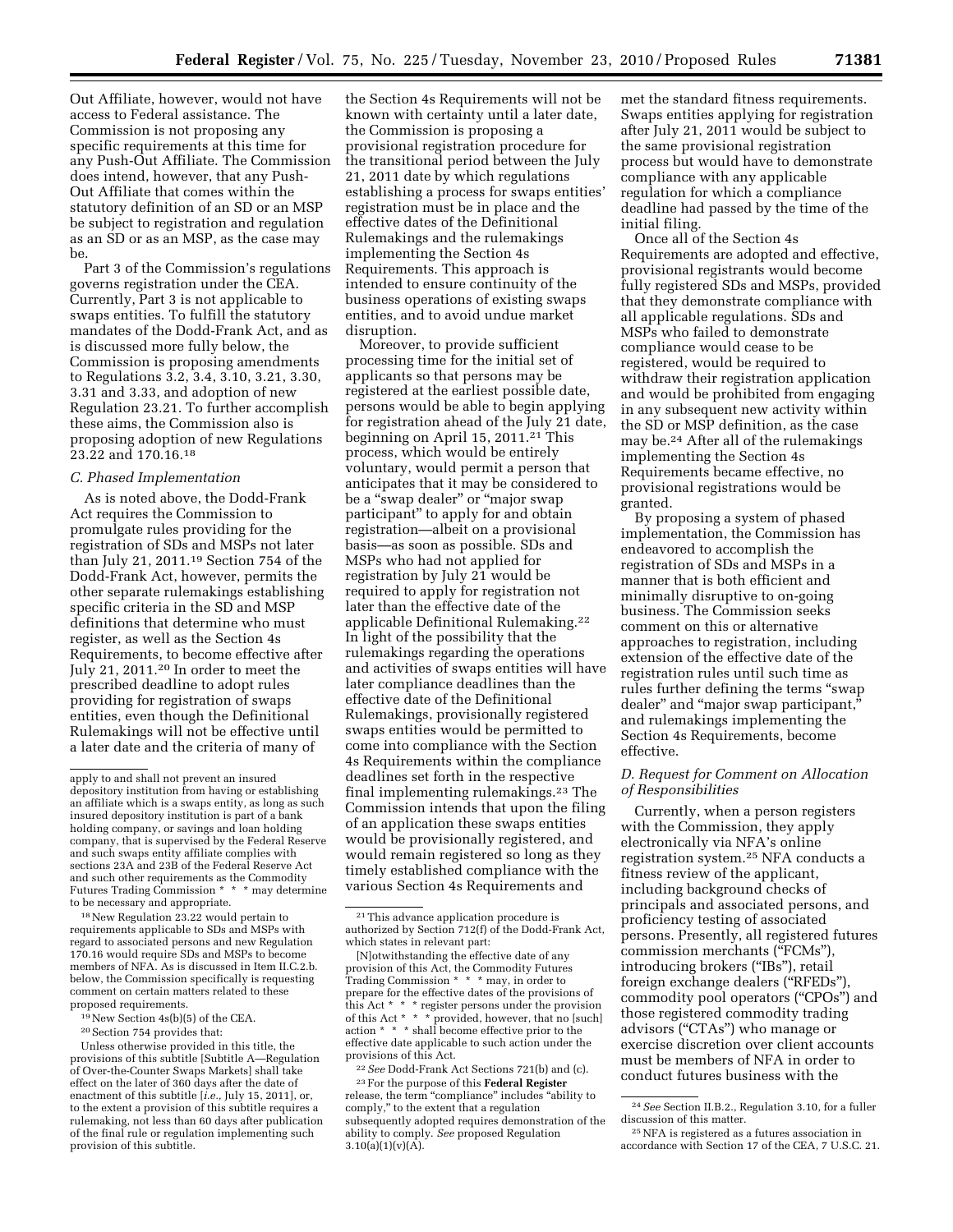Out Affiliate, however, would not have access to Federal assistance. The Commission is not proposing any specific requirements at this time for any Push-Out Affiliate. The Commission does intend, however, that any Push-Out Affiliate that comes within the statutory definition of an SD or an MSP be subject to registration and regulation as an SD or as an MSP, as the case may be.

Part 3 of the Commission's regulations governs registration under the CEA. Currently, Part 3 is not applicable to swaps entities. To fulfill the statutory mandates of the Dodd-Frank Act, and as is discussed more fully below, the Commission is proposing amendments to Regulations 3.2, 3.4, 3.10, 3.21, 3.30, 3.31 and 3.33, and adoption of new Regulation 23.21. To further accomplish these aims, the Commission also is proposing adoption of new Regulations 23.22 and 170.16.[18]

### C. Phased Implementation

As is noted above, the Dodd-Frank Act requires the Commission to promulgate rules providing for the registration of SDs and MSPs not later than July 21, 2011.[19] Section 754 of the Dodd-Frank Act, however, permits the other separate rulemakings establishing specific criteria in the SD and MSP definitions that determine who must register, as well as the Section 4s Requirements, to become effective after July 21, 2011.[20] In order to meet the prescribed deadline to adopt rules providing for registration of swaps entities, even though the Definitional Rulemakings will not be effective until a later date and the criteria of many of the Section 4s Requirements will not be known with certainty until a later date, the Commission is proposing a provisional registration procedure for the transitional period between the July 21, 2011 date by which regulations establishing a process for swaps entities' registration must be in place and the effective dates of the Definitional Rulemakings and the rulemakings implementing the Section 4s Requirements. This approach is intended to ensure continuity of the business operations of existing swaps entities, and to avoid undue market disruption.

Moreover, to provide sufficient processing time for the initial set of applicants so that persons may be registered at the earliest possible date, persons would be able to begin applying for registration ahead of the July 21 date, beginning on April 15, 2011.[21] This process, which would be entirely voluntary, would permit a person that anticipates that it may be considered to be a "swap dealer" or "major swap participant" to apply for and obtain registration—albeit on a provisional basis—as soon as possible. SDs and MSPs who had not applied for registration by July 21 would be required to apply for registration not later than the effective date of the applicable Definitional Rulemaking.[22] In light of the possibility that the rulemakings regarding the operations and activities of swaps entities will have later compliance deadlines than the effective date of the Definitional Rulemakings, provisionally registered swaps entities would be permitted to come into compliance with the Section 4s Requirements within the compliance deadlines set forth in the respective final implementing rulemakings.[23] The Commission intends that upon the filing of an application these swaps entities would be provisionally registered, and would remain registered so long as they timely established compliance with the various Section 4s Requirements and met the standard fitness requirements. Swaps entities applying for registration after July 21, 2011 would be subject to the same provisional registration process but would have to demonstrate compliance with any applicable regulation for which a compliance deadline had passed by the time of the initial filing.

Once all of the Section 4s Requirements are adopted and effective, provisional registrants would become fully registered SDs and MSPs, provided that they demonstrate compliance with all applicable regulations. SDs and MSPs who failed to demonstrate compliance would cease to be registered, would be required to withdraw their registration application and would be prohibited from engaging in any subsequent new activity within the SD or MSP definition, as the case may be.[24] After all of the rulemakings implementing the Section 4s Requirements became effective, no provisional registrations would be granted.

By proposing a system of phased implementation, the Commission has endeavored to accomplish the registration of SDs and MSPs in a manner that is both efficient and minimally disruptive to on-going business. The Commission seeks comment on this or alternative approaches to registration, including extension of the effective date of the registration rules until such time as rules further defining the terms "swap dealer" and "major swap participant," and rulemakings implementing the Section 4s Requirements, become effective.

### D. Request for Comment on Allocation of Responsibilities

Currently, when a person registers with the Commission, they apply electronically via NFA's online registration system.[25] NFA conducts a fitness review of the applicant, including background checks of principals and associated persons, and proficiency testing of associated persons. Presently, all registered futures commission merchants ("FCMs"), introducing brokers ("IBs"), retail foreign exchange dealers ("RFEDs"), commodity pool operators ("CPOs") and those registered commodity trading advisors ("CTAs") who manage or exercise discretion over client accounts must be members of NFA in order to conduct futures business with the

---

apply to and shall not prevent an insured depository institution from having or establishing an affiliate which is a swaps entity, as long as such insured depository institution is part of a bank holding company, or savings and loan holding company, that is supervised by the Federal Reserve and such swaps entity affiliate complies with sections 23A and 23B of the Federal Reserve Act and such other requirements as the Commodity Futures Trading Commission * * * may determine to be necessary and appropriate.

[18] New Regulation 23.22 would pertain to requirements applicable to SDs and MSPs with regard to associated persons and new Regulation 170.16 would require SDs and MSPs to become members of NFA. As is discussed in Item II.C.2.b. below, the Commission specifically is requesting comment on certain matters related to these proposed requirements.

[19] New Section 4s(b)(5) of the CEA.

[20] Section 754 provides that:

Unless otherwise provided in this title, the provisions of this subtitle [Subtitle A—Regulation of Over-the-Counter Swaps Markets] shall take effect on the later of 360 days after the date of enactment of this subtitle [*i.e.,* July 15, 2011], or, to the extent a provision of this subtitle requires a rulemaking, not less than 60 days after publication of the final rule or regulation implementing such provision of this subtitle.

[21] This advance application procedure is authorized by Section 712(f) of the Dodd-Frank Act, which states in relevant part:

[N]otwithstanding the effective date of any provision of this Act, the Commodity Futures Trading Commission * * * may, in order to prepare for the effective dates of the provisions of this Act * * * register persons under the provision of this Act * * * provided, however, that no [such] action * * * shall become effective prior to the effective date applicable to such action under the provisions of this Act.

[22] *See* Dodd-Frank Act Sections 721(b) and (c).

[23] For the purpose of this **Federal Register** release, the term "compliance" includes "ability to comply," to the extent that a regulation subsequently adopted requires demonstration of the ability to comply. *See* proposed Regulation 3.10(a)(1)(v)(A).

[24] *See* Section II.B.2., Regulation 3.10, for a fuller discussion of this matter.

[25] NFA is registered as a futures association in accordance with Section 17 of the CEA, 7 U.S.C. 21.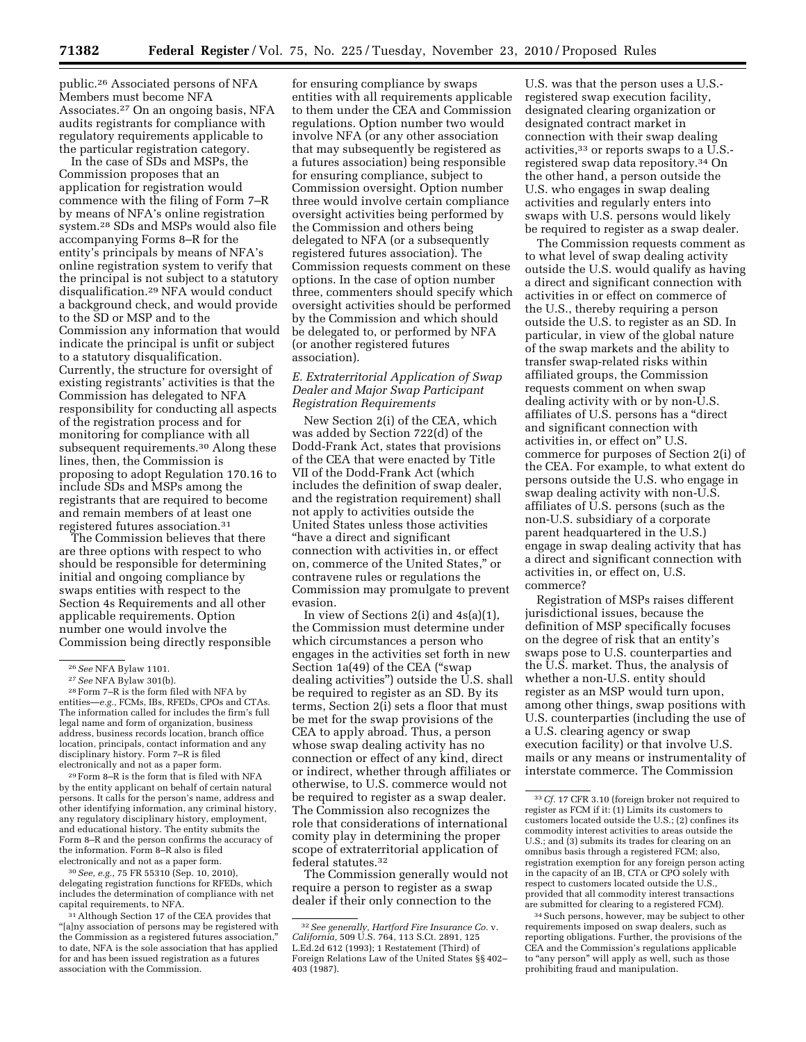public.[26] Associated persons of NFA Members must become NFA Associates.[27] On an ongoing basis, NFA audits registrants for compliance with regulatory requirements applicable to the particular registration category.

In the case of SDs and MSPs, the Commission proposes that an application for registration would commence with the filing of Form 7–R by means of NFA's online registration system.[28] SDs and MSPs would also file accompanying Forms 8–R for the entity's principals by means of NFA's online registration system to verify that the principal is not subject to a statutory disqualification.[29] NFA would conduct a background check, and would provide to the SD or MSP and to the Commission any information that would indicate the principal is unfit or subject to a statutory disqualification. Currently, the structure for oversight of existing registrants' activities is that the Commission has delegated to NFA responsibility for conducting all aspects of the registration process and for monitoring for compliance with all subsequent requirements.[30] Along these lines, then, the Commission is proposing to adopt Regulation 170.16 to include SDs and MSPs among the registrants that are required to become and remain members of at least one registered futures association.[31]

The Commission believes that there are three options with respect to who should be responsible for determining initial and ongoing compliance by swaps entities with respect to the Section 4s Requirements and all other applicable requirements. Option number one would involve the Commission being directly responsible for ensuring compliance by swaps entities with all requirements applicable to them under the CEA and Commission regulations. Option number two would involve NFA (or any other association that may subsequently be registered as a futures association) being responsible for ensuring compliance, subject to Commission oversight. Option number three would involve certain compliance oversight activities being performed by the Commission and others being delegated to NFA (or a subsequently registered futures association). The Commission requests comment on these options. In the case of option number three, commenters should specify which oversight activities should be performed by the Commission and which should be delegated to, or performed by NFA (or another registered futures association).

### *E. Extraterritorial Application of Swap Dealer and Major Swap Participant Registration Requirements*

New Section 2(i) of the CEA, which was added by Section 722(d) of the Dodd-Frank Act, states that provisions of the CEA that were enacted by Title VII of the Dodd-Frank Act (which includes the definition of swap dealer, and the registration requirement) shall not apply to activities outside the United States unless those activities "have a direct and significant connection with activities in, or effect on, commerce of the United States," or contravene rules or regulations the Commission may promulgate to prevent evasion.

In view of Sections 2(i) and 4s(a)(1), the Commission must determine under which circumstances a person who engages in the activities set forth in new Section 1a(49) of the CEA ("swap dealing activities") outside the U.S. shall be required to register as an SD. By its terms, Section 2(i) sets a floor that must be met for the swap provisions of the CEA to apply abroad. Thus, a person whose swap dealing activity has no connection or effect of any kind, direct or indirect, whether through affiliates or otherwise, to U.S. commerce would not be required to register as a swap dealer. The Commission also recognizes the role that considerations of international comity play in determining the proper scope of extraterritorial application of federal statutes.[32]

The Commission generally would not require a person to register as a swap dealer if their only connection to the U.S. was that the person uses a U.S.-registered swap execution facility, designated clearing organization or designated contract market in connection with their swap dealing activities,[33] or reports swaps to a U.S.-registered swap data repository.[34] On the other hand, a person outside the U.S. who engages in swap dealing activities and regularly enters into swaps with U.S. persons would likely be required to register as a swap dealer.

The Commission requests comment as to what level of swap dealing activity outside the U.S. would qualify as having a direct and significant connection with activities in or effect on commerce of the U.S., thereby requiring a person outside the U.S. to register as an SD. In particular, in view of the global nature of the swap markets and the ability to transfer swap-related risks within affiliated groups, the Commission requests comment on when swap dealing activity with or by non-U.S. affiliates of U.S. persons has a "direct and significant connection with activities in, or effect on" U.S. commerce for purposes of Section 2(i) of the CEA. For example, to what extent do persons outside the U.S. who engage in swap dealing activity with non-U.S. affiliates of U.S. persons (such as the non-U.S. subsidiary of a corporate parent headquartered in the U.S.) engage in swap dealing activity that has a direct and significant connection with activities in, or effect on, U.S. commerce?

Registration of MSPs raises different jurisdictional issues, because the definition of MSP specifically focuses on the degree of risk that an entity's swaps pose to U.S. counterparties and the U.S. market. Thus, the analysis of whether a non-U.S. entity should register as an MSP would turn upon, among other things, swap positions with U.S. counterparties (including the use of a U.S. clearing agency or swap execution facility) or that involve U.S. mails or any means or instrumentality of interstate commerce. The Commission

---

[26] *See* NFA Bylaw 1101.

[27] *See* NFA Bylaw 301(b).

[28] Form 7–R is the form filed with NFA by entities—*e.g.,* FCMs, IBs, RFEDs, CPOs and CTAs. The information called for includes the firm's full legal name and form of organization, business address, business records location, branch office location, principals, contact information and any disciplinary history. Form 7–R is filed electronically and not as a paper form.

[29] Form 8–R is the form that is filed with NFA by the entity applicant on behalf of certain natural persons. It calls for the person's name, address and other identifying information, any criminal history, any regulatory disciplinary history, employment, and educational history. The entity submits the Form 8–R and the person confirms the accuracy of the information. Form 8–R also is filed electronically and not as a paper form.

[30] *See, e.g.,* 75 FR 55310 (Sep. 10, 2010), delegating registration functions for RFEDs, which includes the determination of compliance with net capital requirements, to NFA.

[31] Although Section 17 of the CEA provides that "[a]ny association of persons may be registered with the Commission as a registered futures association," to date, NFA is the sole association that has applied for and has been issued registration as a futures association with the Commission.

[32] *See generally, Hartford Fire Insurance Co.* v. *California,* 509 U.S. 764, 113 S.Ct. 2891, 125 L.Ed.2d 612 (1993); 1 Restatement (Third) of Foreign Relations Law of the United States §§ 402–403 (1987).

[33] *Cf.* 17 CFR 3.10 (foreign broker not required to register as FCM if it: (1) Limits its customers to customers located outside the U.S.; (2) confines its commodity interest activities to areas outside the U.S.; and (3) submits its trades for clearing on an omnibus basis through a registered FCM; also, registration exemption for any foreign person acting in the capacity of an IB, CTA or CPO solely with respect to customers located outside the U.S., provided that all commodity interest transactions are submitted for clearing to a registered FCM).

[34] Such persons, however, may be subject to other requirements imposed on swap dealers, such as reporting obligations. Further, the provisions of the CEA and the Commission's regulations applicable to "any person" will apply as well, such as those prohibiting fraud and manipulation.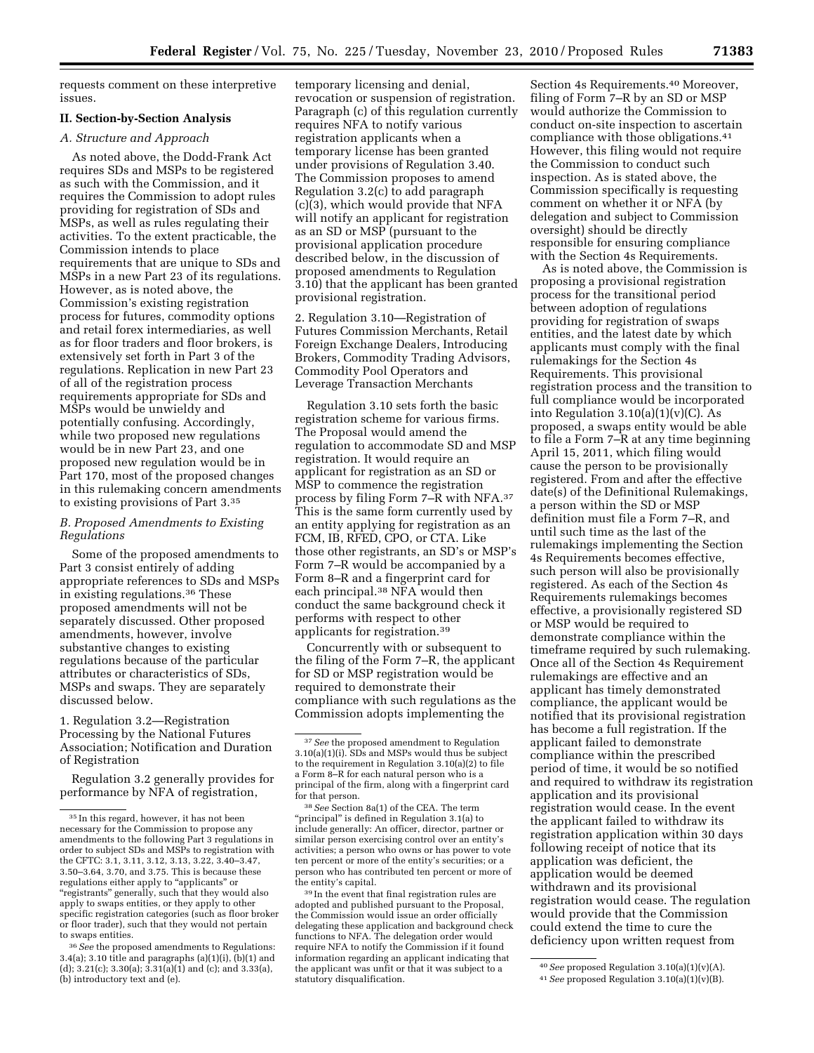requests comment on these interpretive issues.

## II. Section-by-Section Analysis

### A. Structure and Approach

As noted above, the Dodd-Frank Act requires SDs and MSPs to be registered as such with the Commission, and it requires the Commission to adopt rules providing for registration of SDs and MSPs, as well as rules regulating their activities. To the extent practicable, the Commission intends to place requirements that are unique to SDs and MSPs in a new Part 23 of its regulations. However, as is noted above, the Commission's existing registration process for futures, commodity options and retail forex intermediaries, as well as for floor traders and floor brokers, is extensively set forth in Part 3 of the regulations. Replication in new Part 23 of all of the registration process requirements appropriate for SDs and MSPs would be unwieldy and potentially confusing. Accordingly, while two proposed new regulations would be in new Part 23, and one proposed new regulation would be in Part 170, most of the proposed changes in this rulemaking concern amendments to existing provisions of Part 3.[35]

### B. Proposed Amendments to Existing Regulations

Some of the proposed amendments to Part 3 consist entirely of adding appropriate references to SDs and MSPs in existing regulations.[36] These proposed amendments will not be separately discussed. Other proposed amendments, however, involve substantive changes to existing regulations because of the particular attributes or characteristics of SDs, MSPs and swaps. They are separately discussed below.

1. Regulation 3.2—Registration Processing by the National Futures Association; Notification and Duration of Registration

Regulation 3.2 generally provides for performance by NFA of registration, temporary licensing and denial, revocation or suspension of registration. Paragraph (c) of this regulation currently requires NFA to notify various registration applicants when a temporary license has been granted under provisions of Regulation 3.40. The Commission proposes to amend Regulation 3.2(c) to add paragraph (c)(3), which would provide that NFA will notify an applicant for registration as an SD or MSP (pursuant to the provisional application procedure described below, in the discussion of proposed amendments to Regulation 3.10) that the applicant has been granted provisional registration.

2. Regulation 3.10—Registration of Futures Commission Merchants, Retail Foreign Exchange Dealers, Introducing Brokers, Commodity Trading Advisors, Commodity Pool Operators and Leverage Transaction Merchants

Regulation 3.10 sets forth the basic registration scheme for various firms. The Proposal would amend the regulation to accommodate SD and MSP registration. It would require an applicant for registration as an SD or MSP to commence the registration process by filing Form 7–R with NFA.[37] This is the same form currently used by an entity applying for registration as an FCM, IB, RFED, CPO, or CTA. Like those other registrants, an SD's or MSP's Form 7–R would be accompanied by a Form 8–R and a fingerprint card for each principal.[38] NFA would then conduct the same background check it performs with respect to other applicants for registration.[39]

Concurrently with or subsequent to the filing of the Form 7–R, the applicant for SD or MSP registration would be required to demonstrate their compliance with such regulations as the Commission adopts implementing the Section 4s Requirements.[40] Moreover, filing of Form 7–R by an SD or MSP would authorize the Commission to conduct on-site inspection to ascertain compliance with those obligations.[41] However, this filing would not require the Commission to conduct such inspection. As is stated above, the Commission specifically is requesting comment on whether it or NFA (by delegation and subject to Commission oversight) should be directly responsible for ensuring compliance with the Section 4s Requirements.

As is noted above, the Commission is proposing a provisional registration process for the transitional period between adoption of regulations providing for registration of swaps entities, and the latest date by which applicants must comply with the final rulemakings for the Section 4s Requirements. This provisional registration process and the transition to full compliance would be incorporated into Regulation 3.10(a)(1)(v)(C). As proposed, a swaps entity would be able to file a Form 7–R at any time beginning April 15, 2011, which filing would cause the person to be provisionally registered. From and after the effective date(s) of the Definitional Rulemakings, a person within the SD or MSP definition must file a Form 7–R, and until such time as the last of the rulemakings implementing the Section 4s Requirements becomes effective, such person will also be provisionally registered. As each of the Section 4s Requirements rulemakings becomes effective, a provisionally registered SD or MSP would be required to demonstrate compliance within the timeframe required by such rulemaking. Once all of the Section 4s Requirement rulemakings are effective and an applicant has timely demonstrated compliance, the applicant would be notified that its provisional registration has become a full registration. If the applicant failed to demonstrate compliance within the prescribed period of time, it would be so notified and required to withdraw its registration application and its provisional registration would cease. In the event the applicant failed to withdraw its registration application within 30 days following receipt of notice that its application was deficient, the application would be deemed withdrawn and its provisional registration would cease. The regulation would provide that the Commission could extend the time to cure the deficiency upon written request from

---

[35] In this regard, however, it has not been necessary for the Commission to propose any amendments to the following Part 3 regulations in order to subject SDs and MSPs to registration with the CFTC: 3.1, 3.11, 3.12, 3.13, 3.22, 3.40–3.47, 3.50–3.64, 3.70, and 3.75. This is because these regulations either apply to "applicants" or "registrants" generally, such that they would also apply to swaps entities, or they apply to other specific registration categories (such as floor broker or floor trader), such that they would not pertain to swaps entities.

[36] *See* the proposed amendments to Regulations: 3.4(a); 3.10 title and paragraphs (a)(1)(i), (b)(1) and (d); 3.21(c); 3.30(a); 3.31(a)(1) and (c); and 3.33(a), (b) introductory text and (e).

[37] *See* the proposed amendment to Regulation 3.10(a)(1)(i). SDs and MSPs would thus be subject to the requirement in Regulation 3.10(a)(2) to file a Form 8–R for each natural person who is a principal of the firm, along with a fingerprint card for that person.

[38] *See* Section 8a(1) of the CEA. The term "principal" is defined in Regulation 3.1(a) to include generally: An officer, director, partner or similar person exercising control over an entity's activities; a person who owns or has power to vote ten percent or more of the entity's securities; or a person who has contributed ten percent or more of the entity's capital.

[39] In the event that final registration rules are adopted and published pursuant to the Proposal, the Commission would issue an order officially delegating these application and background check functions to NFA. The delegation order would require NFA to notify the Commission if it found information regarding an applicant indicating that the applicant was unfit or that it was subject to a statutory disqualification.

[40] *See* proposed Regulation 3.10(a)(1)(v)(A).

[41] *See* proposed Regulation 3.10(a)(1)(v)(B).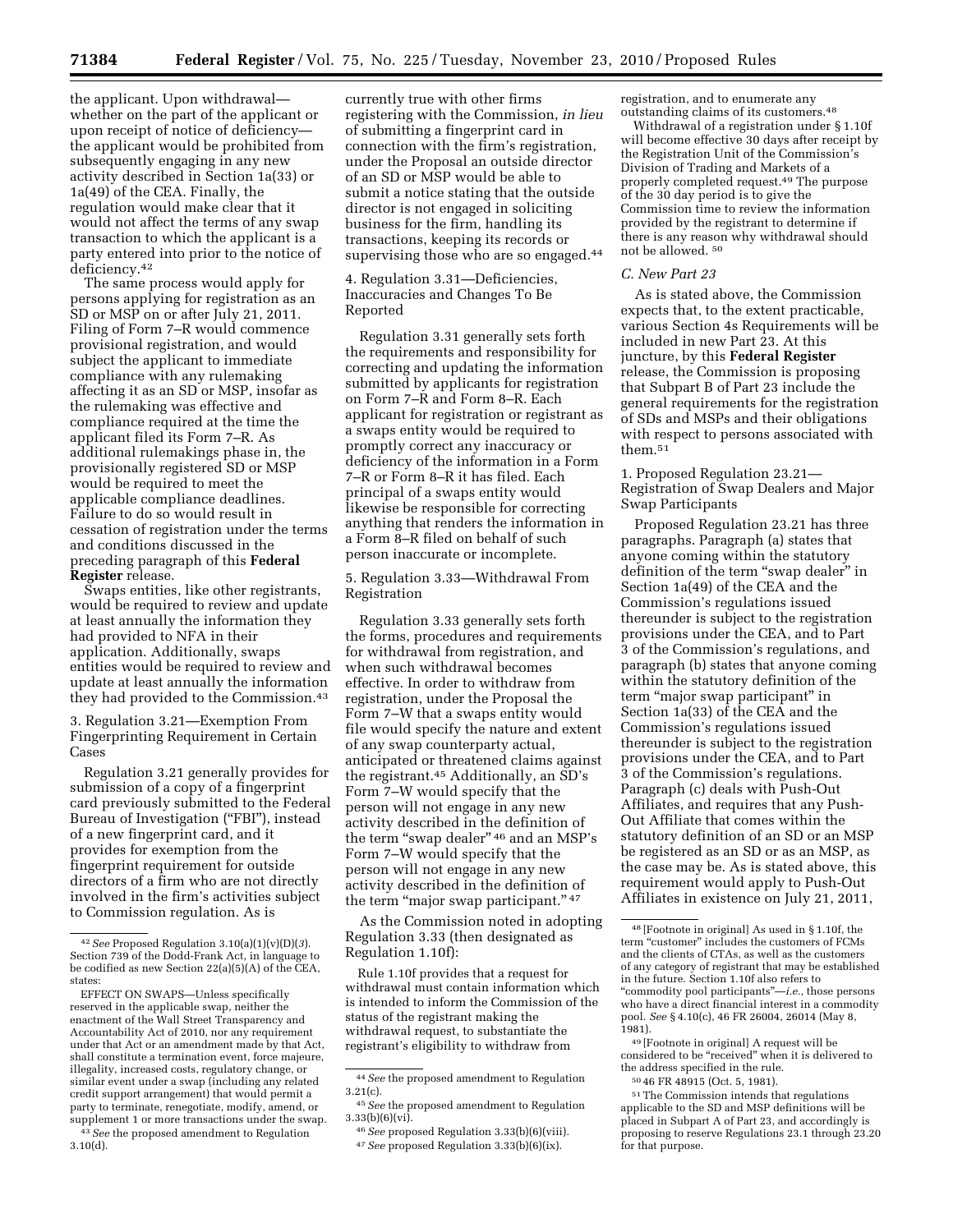the applicant. Upon withdrawal—whether on the part of the applicant or upon receipt of notice of deficiency—the applicant would be prohibited from subsequently engaging in any new activity described in Section 1a(33) or 1a(49) of the CEA. Finally, the regulation would make clear that it would not affect the terms of any swap transaction to which the applicant is a party entered into prior to the notice of deficiency.[42]

The same process would apply for persons applying for registration as an SD or MSP on or after July 21, 2011. Filing of Form 7–R would commence provisional registration, and would subject the applicant to immediate compliance with any rulemaking affecting it as an SD or MSP, insofar as the rulemaking was effective and compliance required at the time the applicant filed its Form 7–R. As additional rulemakings phase in, the provisionally registered SD or MSP would be required to meet the applicable compliance deadlines. Failure to do so would result in cessation of registration under the terms and conditions discussed in the preceding paragraph of this **Federal Register** release.

Swaps entities, like other registrants, would be required to review and update at least annually the information they had provided to NFA in their application. Additionally, swaps entities would be required to review and update at least annually the information they had provided to the Commission.[43]

3. Regulation 3.21—Exemption From Fingerprinting Requirement in Certain Cases

Regulation 3.21 generally provides for submission of a copy of a fingerprint card previously submitted to the Federal Bureau of Investigation ("FBI"), instead of a new fingerprint card, and it provides for exemption from the fingerprint requirement for outside directors of a firm who are not directly involved in the firm's activities subject to Commission regulation. As is currently true with other firms registering with the Commission, *in lieu* of submitting a fingerprint card in connection with the firm's registration, under the Proposal an outside director of an SD or MSP would be able to submit a notice stating that the outside director is not engaged in soliciting business for the firm, handling its transactions, keeping its records or supervising those who are so engaged.[44]

4. Regulation 3.31—Deficiencies, Inaccuracies and Changes To Be Reported

Regulation 3.31 generally sets forth the requirements and responsibility for correcting and updating the information submitted by applicants for registration on Form 7–R and Form 8–R. Each applicant for registration or registrant as a swaps entity would be required to promptly correct any inaccuracy or deficiency of the information in a Form 7–R or Form 8–R it has filed. Each principal of a swaps entity would likewise be responsible for correcting anything that renders the information in a Form 8–R filed on behalf of such person inaccurate or incomplete.

5. Regulation 3.33—Withdrawal From Registration

Regulation 3.33 generally sets forth the forms, procedures and requirements for withdrawal from registration, and when such withdrawal becomes effective. In order to withdraw from registration, under the Proposal the Form 7–W that a swaps entity would file would specify the nature and extent of any swap counterparty actual, anticipated or threatened claims against the registrant.[45] Additionally, an SD's Form 7–W would specify that the person will not engage in any new activity described in the definition of the term "swap dealer"[46] and an MSP's Form 7–W would specify that the person will not engage in any new activity described in the definition of the term "major swap participant."[47]

As the Commission noted in adopting Regulation 3.33 (then designated as Regulation 1.10f):

Rule 1.10f provides that a request for withdrawal must contain information which is intended to inform the Commission of the status of the registrant making the withdrawal request, to substantiate the registrant's eligibility to withdraw from registration, and to enumerate any outstanding claims of its customers.[48]

Withdrawal of a registration under § 1.10f will become effective 30 days after receipt by the Registration Unit of the Commission's Division of Trading and Markets of a properly completed request.[49] The purpose of the 30 day period is to give the Commission time to review the information provided by the registrant to determine if there is any reason why withdrawal should not be allowed.[50]

### *C. New Part 23*

As is stated above, the Commission expects that, to the extent practicable, various Section 4s Requirements will be included in new Part 23. At this juncture, by this **Federal Register** release, the Commission is proposing that Subpart B of Part 23 include the general requirements for the registration of SDs and MSPs and their obligations with respect to persons associated with them.[51]

1. Proposed Regulation 23.21—Registration of Swap Dealers and Major Swap Participants

Proposed Regulation 23.21 has three paragraphs. Paragraph (a) states that anyone coming within the statutory definition of the term "swap dealer" in Section 1a(49) of the CEA and the Commission's regulations issued thereunder is subject to the registration provisions under the CEA, and to Part 3 of the Commission's regulations, and paragraph (b) states that anyone coming within the statutory definition of the term "major swap participant" in Section 1a(33) of the CEA and the Commission's regulations issued thereunder is subject to the registration provisions under the CEA, and to Part 3 of the Commission's regulations. Paragraph (c) deals with Push-Out Affiliates, and requires that any Push-Out Affiliate that comes within the statutory definition of an SD or an MSP be registered as an SD or as an MSP, as the case may be. As is stated above, this requirement would apply to Push-Out Affiliates in existence on July 21, 2011,

---

[42] *See* Proposed Regulation 3.10(a)(1)(v)(D)(*3*). Section 739 of the Dodd-Frank Act, in language to be codified as new Section 22(a)(5)(A) of the CEA, states:

EFFECT ON SWAPS—Unless specifically reserved in the applicable swap, neither the enactment of the Wall Street Transparency and Accountability Act of 2010, nor any requirement under that Act or an amendment made by that Act, shall constitute a termination event, force majeure, illegality, increased costs, regulatory change, or similar event under a swap (including any related credit support arrangement) that would permit a party to terminate, renegotiate, modify, amend, or supplement 1 or more transactions under the swap.

[43] *See* the proposed amendment to Regulation 3.10(d).

[44] *See* the proposed amendment to Regulation 3.21(c).

[45] *See* the proposed amendment to Regulation 3.33(b)(6)(vi).

[46] *See* proposed Regulation 3.33(b)(6)(viii).

[47] *See* proposed Regulation 3.33(b)(6)(ix).

[48] [Footnote in original] As used in § 1.10f, the term "customer" includes the customers of FCMs and the clients of CTAs, as well as the customers of any category of registrant that may be established in the future. Section 1.10f also refers to "commodity pool participants"—*i.e.,* those persons who have a direct financial interest in a commodity pool. *See* § 4.10(c), 46 FR 26004, 26014 (May 8, 1981).

[49] [Footnote in original] A request will be considered to be "received" when it is delivered to the address specified in the rule.

[50] 46 FR 48915 (Oct. 5, 1981).

[51] The Commission intends that regulations applicable to the SD and MSP definitions will be placed in Subpart A of Part 23, and accordingly is proposing to reserve Regulations 23.1 through 23.20 for that purpose.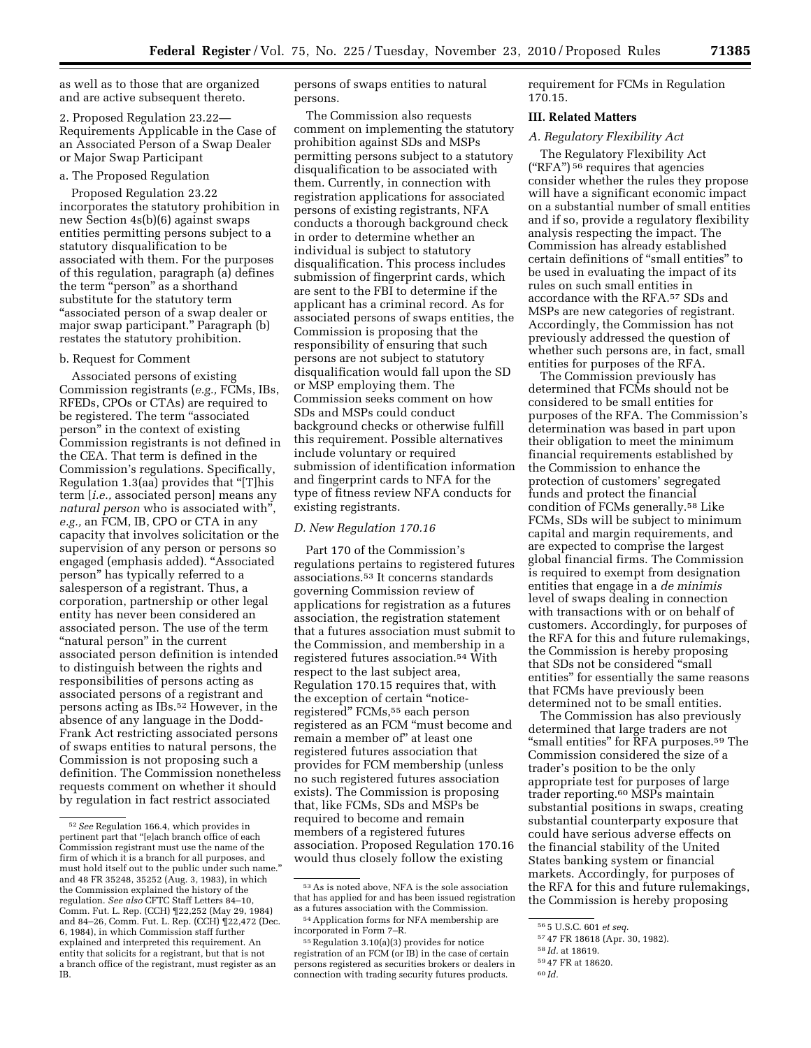as well as to those that are organized and are active subsequent thereto.

2. Proposed Regulation 23.22—Requirements Applicable in the Case of an Associated Person of a Swap Dealer or Major Swap Participant

a. The Proposed Regulation

Proposed Regulation 23.22 incorporates the statutory prohibition in new Section 4s(b)(6) against swaps entities permitting persons subject to a statutory disqualification to be associated with them. For the purposes of this regulation, paragraph (a) defines the term "person" as a shorthand substitute for the statutory term "associated person of a swap dealer or major swap participant." Paragraph (b) restates the statutory prohibition.

b. Request for Comment

Associated persons of existing Commission registrants (*e.g.,* FCMs, IBs, RFEDs, CPOs or CTAs) are required to be registered. The term "associated person" in the context of existing Commission registrants is not defined in the CEA. That term is defined in the Commission's regulations. Specifically, Regulation 1.3(aa) provides that "[T]his term [*i.e.,* associated person] means any *natural person* who is associated with", *e.g.,* an FCM, IB, CPO or CTA in any capacity that involves solicitation or the supervision of any person or persons so engaged (emphasis added). "Associated person" has typically referred to a salesperson of a registrant. Thus, a corporation, partnership or other legal entity has never been considered an associated person. The use of the term "natural person" in the current associated person definition is intended to distinguish between the rights and responsibilities of persons acting as associated persons of a registrant and persons acting as IBs.[52] However, in the absence of any language in the Dodd-Frank Act restricting associated persons of swaps entities to natural persons, the Commission is not proposing such a definition. The Commission nonetheless requests comment on whether it should by regulation in fact restrict associated persons of swaps entities to natural persons.

The Commission also requests comment on implementing the statutory prohibition against SDs and MSPs permitting persons subject to a statutory disqualification to be associated with them. Currently, in connection with registration applications for associated persons of existing registrants, NFA conducts a thorough background check in order to determine whether an individual is subject to statutory disqualification. This process includes submission of fingerprint cards, which are sent to the FBI to determine if the applicant has a criminal record. As for associated persons of swaps entities, the Commission is proposing that the responsibility of ensuring that such persons are not subject to statutory disqualification would fall upon the SD or MSP employing them. The Commission seeks comment on how SDs and MSPs could conduct background checks or otherwise fulfill this requirement. Possible alternatives include voluntary or required submission of identification information and fingerprint cards to NFA for the type of fitness review NFA conducts for existing registrants.

### *D. New Regulation 170.16*

Part 170 of the Commission's regulations pertains to registered futures associations.[53] It concerns standards governing Commission review of applications for registration as a futures association, the registration statement that a futures association must submit to the Commission, and membership in a registered futures association.[54] With respect to the last subject area, Regulation 170.15 requires that, with the exception of certain "notice-registered" FCMs,[55] each person registered as an FCM "must become and remain a member of" at least one registered futures association that provides for FCM membership (unless no such registered futures association exists). The Commission is proposing that, like FCMs, SDs and MSPs be required to become and remain members of a registered futures association. Proposed Regulation 170.16 would thus closely follow the existing requirement for FCMs in Regulation 170.15.

## III. Related Matters

### *A. Regulatory Flexibility Act*

The Regulatory Flexibility Act ("RFA")[56] requires that agencies consider whether the rules they propose will have a significant economic impact on a substantial number of small entities and if so, provide a regulatory flexibility analysis respecting the impact. The Commission has already established certain definitions of "small entities" to be used in evaluating the impact of its rules on such small entities in accordance with the RFA.[57] SDs and MSPs are new categories of registrant. Accordingly, the Commission has not previously addressed the question of whether such persons are, in fact, small entities for purposes of the RFA.

The Commission previously has determined that FCMs should not be considered to be small entities for purposes of the RFA. The Commission's determination was based in part upon their obligation to meet the minimum financial requirements established by the Commission to enhance the protection of customers' segregated funds and protect the financial condition of FCMs generally.[58] Like FCMs, SDs will be subject to minimum capital and margin requirements, and are expected to comprise the largest global financial firms. The Commission is required to exempt from designation entities that engage in a *de minimis* level of swaps dealing in connection with transactions with or on behalf of customers. Accordingly, for purposes of the RFA for this and future rulemakings, the Commission is hereby proposing that SDs not be considered "small entities" for essentially the same reasons that FCMs have previously been determined not to be small entities.

The Commission has also previously determined that large traders are not "small entities" for RFA purposes.[59] The Commission considered the size of a trader's position to be the only appropriate test for purposes of large trader reporting.[60] MSPs maintain substantial positions in swaps, creating substantial counterparty exposure that could have serious adverse effects on the financial stability of the United States banking system or financial markets. Accordingly, for purposes of the RFA for this and future rulemakings, the Commission is hereby proposing

---

[52] *See* Regulation 166.4, which provides in pertinent part that "[e]ach branch office of each Commission registrant must use the name of the firm of which it is a branch for all purposes, and must hold itself out to the public under such name." and 48 FR 35248, 35252 (Aug. 3, 1983), in which the Commission explained the history of the regulation. *See also* CFTC Staff Letters 84–10, Comm. Fut. L. Rep. (CCH) ¶22,252 (May 29, 1984) and 84–26, Comm. Fut. L. Rep. (CCH) ¶22,472 (Dec. 6, 1984), in which Commission staff further explained and interpreted this requirement. An entity that solicits for a registrant, but that is not a branch office of the registrant, must register as an IB.

[53] As is noted above, NFA is the sole association that has applied for and has been issued registration as a futures association with the Commission.

[54] Application forms for NFA membership are incorporated in Form 7–R.

[55] Regulation 3.10(a)(3) provides for notice registration of an FCM (or IB) in the case of certain persons registered as securities brokers or dealers in connection with trading security futures products.

[56] 5 U.S.C. 601 *et seq.*

[57] 47 FR 18618 (Apr. 30, 1982).

[58] *Id.* at 18619.

[59] 47 FR at 18620.

[60] *Id.*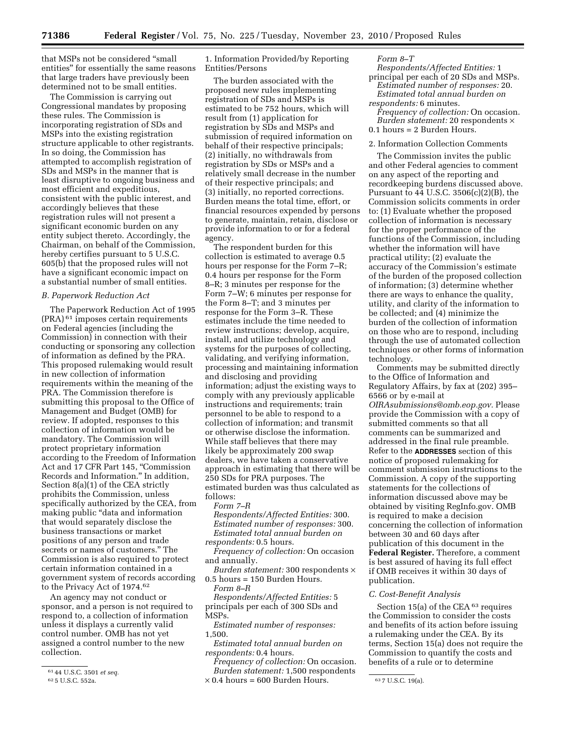that MSPs not be considered "small entities" for essentially the same reasons that large traders have previously been determined not to be small entities.

The Commission is carrying out Congressional mandates by proposing these rules. The Commission is incorporating registration of SDs and MSPs into the existing registration structure applicable to other registrants. In so doing, the Commission has attempted to accomplish registration of SDs and MSPs in the manner that is least disruptive to ongoing business and most efficient and expeditious, consistent with the public interest, and accordingly believes that these registration rules will not present a significant economic burden on any entity subject thereto. Accordingly, the Chairman, on behalf of the Commission, hereby certifies pursuant to 5 U.S.C. 605(b) that the proposed rules will not have a significant economic impact on a substantial number of small entities.

### *B. Paperwork Reduction Act*

The Paperwork Reduction Act of 1995 (PRA)[61] imposes certain requirements on Federal agencies (including the Commission) in connection with their conducting or sponsoring any collection of information as defined by the PRA. This proposed rulemaking would result in new collection of information requirements within the meaning of the PRA. The Commission therefore is submitting this proposal to the Office of Management and Budget (OMB) for review. If adopted, responses to this collection of information would be mandatory. The Commission will protect proprietary information according to the Freedom of Information Act and 17 CFR Part 145, "Commission Records and Information." In addition, Section 8(a)(1) of the CEA strictly prohibits the Commission, unless specifically authorized by the CEA, from making public "data and information that would separately disclose the business transactions or market positions of any person and trade secrets or names of customers." The Commission is also required to protect certain information contained in a government system of records according to the Privacy Act of 1974.[62]

An agency may not conduct or sponsor, and a person is not required to respond to, a collection of information unless it displays a currently valid control number. OMB has not yet assigned a control number to the new collection.

1. Information Provided/by Reporting Entities/Persons

The burden associated with the proposed new rules implementing registration of SDs and MSPs is estimated to be 752 hours, which will result from (1) application for registration by SDs and MSPs and submission of required information on behalf of their respective principals; (2) initially, no withdrawals from registration by SDs or MSPs and a relatively small decrease in the number of their respective principals; and (3) initially, no reported corrections. Burden means the total time, effort, or financial resources expended by persons to generate, maintain, retain, disclose or provide information to or for a federal agency.

The respondent burden for this collection is estimated to average 0.5 hours per response for the Form 7–R; 0.4 hours per response for the Form 8–R; 3 minutes per response for the Form 7–W; 6 minutes per response for the Form 8–T; and 3 minutes per response for the Form 3–R. These estimates include the time needed to review instructions; develop, acquire, install, and utilize technology and systems for the purposes of collecting, validating, and verifying information, processing and maintaining information and disclosing and providing information; adjust the existing ways to comply with any previously applicable instructions and requirements; train personnel to be able to respond to a collection of information; and transmit or otherwise disclose the information. While staff believes that there may likely be approximately 200 swap dealers, we have taken a conservative approach in estimating that there will be 250 SDs for PRA purposes. The estimated burden was thus calculated as follows:

*Form 7–R*

*Respondents/Affected Entities:* 300.

*Estimated number of responses:* 300.

*Estimated total annual burden on respondents:* 0.5 hours.

*Frequency of collection:* On occasion and annually.

*Burden statement:* 300 respondents × 0.5 hours = 150 Burden Hours.

*Form 8–R*

*Respondents/Affected Entities:* 5 principals per each of 300 SDs and MSPs.

*Estimated number of responses:* 1,500.

*Estimated total annual burden on respondents:* 0.4 hours.

*Frequency of collection:* On occasion.

*Burden statement:* 1,500 respondents × 0.4 hours = 600 Burden Hours.

*Form 8–T*

*Respondents/Affected Entities:* 1 principal per each of 20 SDs and MSPs.

*Estimated number of responses:* 20.

*Estimated total annual burden on respondents:* 6 minutes.

*Frequency of collection:* On occasion.

*Burden statement:* 20 respondents × 0.1 hours = 2 Burden Hours.

2. Information Collection Comments

The Commission invites the public and other Federal agencies to comment on any aspect of the reporting and recordkeeping burdens discussed above. Pursuant to 44 U.S.C. 3506(c)(2)(B), the Commission solicits comments in order to: (1) Evaluate whether the proposed collection of information is necessary for the proper performance of the functions of the Commission, including whether the information will have practical utility; (2) evaluate the accuracy of the Commission's estimate of the burden of the proposed collection of information; (3) determine whether there are ways to enhance the quality, utility, and clarity of the information to be collected; and (4) minimize the burden of the collection of information on those who are to respond, including through the use of automated collection techniques or other forms of information technology.

Comments may be submitted directly to the Office of Information and Regulatory Affairs, by fax at (202) 395–6566 or by e-mail at *OIRAsubmissions@omb.eop.gov*. Please provide the Commission with a copy of submitted comments so that all comments can be summarized and addressed in the final rule preamble. Refer to the **ADDRESSES** section of this notice of proposed rulemaking for comment submission instructions to the Commission. A copy of the supporting statements for the collections of information discussed above may be obtained by visiting RegInfo.gov. OMB is required to make a decision concerning the collection of information between 30 and 60 days after publication of this document in the **Federal Register**. Therefore, a comment is best assured of having its full effect if OMB receives it within 30 days of publication.

### *C. Cost-Benefit Analysis*

Section 15(a) of the CEA[63] requires the Commission to consider the costs and benefits of its action before issuing a rulemaking under the CEA. By its terms, Section 15(a) does not require the Commission to quantify the costs and benefits of a rule or to determine

---

[61] 44 U.S.C. 3501 *et seq.*

[62] 5 U.S.C. 552a.

[63] 7 U.S.C. 19(a).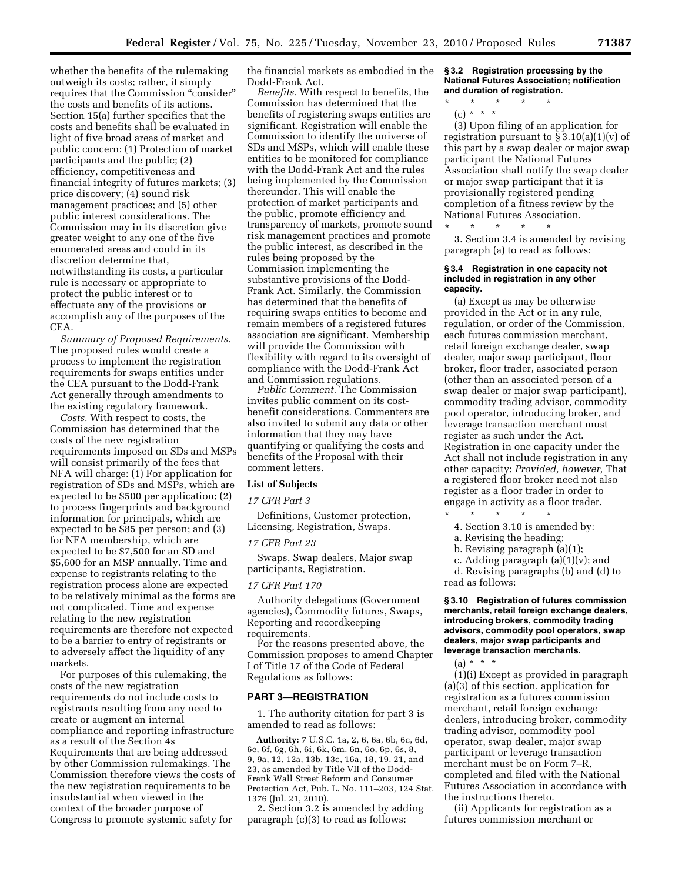whether the benefits of the rulemaking outweigh its costs; rather, it simply requires that the Commission "consider" the costs and benefits of its actions. Section 15(a) further specifies that the costs and benefits shall be evaluated in light of five broad areas of market and public concern: (1) Protection of market participants and the public; (2) efficiency, competitiveness and financial integrity of futures markets; (3) price discovery; (4) sound risk management practices; and (5) other public interest considerations. The Commission may in its discretion give greater weight to any one of the five enumerated areas and could in its discretion determine that, notwithstanding its costs, a particular rule is necessary or appropriate to protect the public interest or to effectuate any of the provisions or accomplish any of the purposes of the CEA.

*Summary of Proposed Requirements.* The proposed rules would create a process to implement the registration requirements for swaps entities under the CEA pursuant to the Dodd-Frank Act generally through amendments to the existing regulatory framework.

*Costs.* With respect to costs, the Commission has determined that the costs of the new registration requirements imposed on SDs and MSPs will consist primarily of the fees that NFA will charge: (1) For application for registration of SDs and MSPs, which are expected to be $500 per application; (2) to process fingerprints and background information for principals, which are expected to be $85 per person; and (3) for NFA membership, which are expected to be $7,500 for an SD and $5,600 for an MSP annually. Time and expense to registrants relating to the registration process alone are expected to be relatively minimal as the forms are not complicated. Time and expense relating to the new registration requirements are therefore not expected to be a barrier to entry of registrants or to adversely affect the liquidity of any markets.

For purposes of this rulemaking, the costs of the new registration requirements do not include costs to registrants resulting from any need to create or augment an internal compliance and reporting infrastructure as a result of the Section 4s Requirements that are being addressed by other Commission rulemakings. The Commission therefore views the costs of the new registration requirements to be insubstantial when viewed in the context of the broader purpose of Congress to promote systemic safety for the financial markets as embodied in the Dodd-Frank Act.

*Benefits.* With respect to benefits, the Commission has determined that the benefits of registering swaps entities are significant. Registration will enable the Commission to identify the universe of SDs and MSPs, which will enable these entities to be monitored for compliance with the Dodd-Frank Act and the rules being implemented by the Commission thereunder. This will enable the protection of market participants and the public, promote efficiency and transparency of markets, promote sound risk management practices and promote the public interest, as described in the rules being proposed by the Commission implementing the substantive provisions of the Dodd-Frank Act. Similarly, the Commission has determined that the benefits of requiring swaps entities to become and remain members of a registered futures association are significant. Membership will provide the Commission with flexibility with regard to its oversight of compliance with the Dodd-Frank Act and Commission regulations.

*Public Comment.* The Commission invites public comment on its cost-benefit considerations. Commenters are also invited to submit any data or other information that they may have quantifying or qualifying the costs and benefits of the Proposal with their comment letters.

## List of Subjects

*17 CFR Part 3*

Definitions, Customer protection, Licensing, Registration, Swaps.

*17 CFR Part 23*

Swaps, Swap dealers, Major swap participants, Registration.

*17 CFR Part 170*

Authority delegations (Government agencies), Commodity futures, Swaps, Reporting and recordkeeping requirements.

For the reasons presented above, the Commission proposes to amend Chapter I of Title 17 of the Code of Federal Regulations as follows:

## PART 3—REGISTRATION

1. The authority citation for part 3 is amended to read as follows:

**Authority:** 7 U.S.C. 1a, 2, 6, 6a, 6b, 6c, 6d, 6e, 6f, 6g, 6h, 6i, 6k, 6m, 6n, 6o, 6p, 6s, 8, 9, 9a, 12, 12a, 13b, 13c, 16a, 18, 19, 21, and 23, as amended by Title VII of the Dodd-Frank Wall Street Reform and Consumer Protection Act, Pub. L. No. 111–203, 124 Stat. 1376 (Jul. 21, 2010).

2. Section 3.2 is amended by adding paragraph (c)(3) to read as follows:

### § 3.2 Registration processing by the National Futures Association; notification and duration of registration.

\* \* \* \* \*

(c) \* \* \*

(3) Upon filing of an application for registration pursuant to § 3.10(a)(1)(v) of this part by a swap dealer or major swap participant the National Futures Association shall notify the swap dealer or major swap participant that it is provisionally registered pending completion of a fitness review by the National Futures Association.

\* \* \* \* \*

3. Section 3.4 is amended by revising paragraph (a) to read as follows:

### § 3.4 Registration in one capacity not included in registration in any other capacity.

(a) Except as may be otherwise provided in the Act or in any rule, regulation, or order of the Commission, each futures commission merchant, retail foreign exchange dealer, swap dealer, major swap participant, floor broker, floor trader, associated person (other than an associated person of a swap dealer or major swap participant), commodity trading advisor, commodity pool operator, introducing broker, and leverage transaction merchant must register as such under the Act. Registration in one capacity under the Act shall not include registration in any other capacity; *Provided, however,* That a registered floor broker need not also register as a floor trader in order to engage in activity as a floor trader.

\* \* \* \* \*

4. Section 3.10 is amended by:

a. Revising the heading;

b. Revising paragraph (a)(1);

c. Adding paragraph (a)(1)(v); and

d. Revising paragraphs (b) and (d) to read as follows:

### § 3.10 Registration of futures commission merchants, retail foreign exchange dealers, introducing brokers, commodity trading advisors, commodity pool operators, swap dealers, major swap participants and leverage transaction merchants.

(a) \* \* \*

(1)(i) Except as provided in paragraph (a)(3) of this section, application for registration as a futures commission merchant, retail foreign exchange dealers, introducing broker, commodity trading advisor, commodity pool operator, swap dealer, major swap participant or leverage transaction merchant must be on Form 7–R, completed and filed with the National Futures Association in accordance with the instructions thereto.

(ii) Applicants for registration as a futures commission merchant or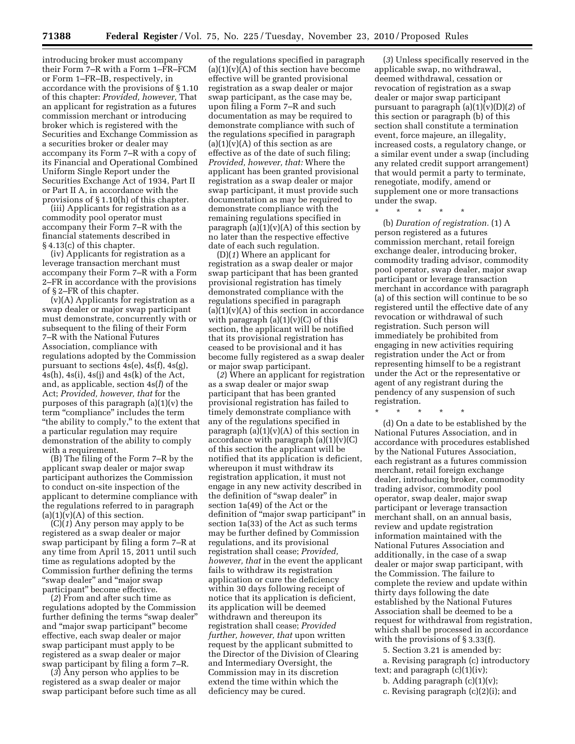introducing broker must accompany their Form 7–R with a Form 1–FR–FCM or Form 1–FR–IB, respectively, in accordance with the provisions of § 1.10 of this chapter: *Provided, however,* That an applicant for registration as a futures commission merchant or introducing broker which is registered with the Securities and Exchange Commission as a securities broker or dealer may accompany its Form 7–R with a copy of its Financial and Operational Combined Uniform Single Report under the Securities Exchange Act of 1934, Part II or Part II A, in accordance with the provisions of § 1.10(h) of this chapter.

(iii) Applicants for registration as a commodity pool operator must accompany their Form 7–R with the financial statements described in § 4.13(c) of this chapter.

(iv) Applicants for registration as a leverage transaction merchant must accompany their Form 7–R with a Form 2–FR in accordance with the provisions of § 2–FR of this chapter.

(v)(A) Applicants for registration as a swap dealer or major swap participant must demonstrate, concurrently with or subsequent to the filing of their Form 7–R with the National Futures Association, compliance with regulations adopted by the Commission pursuant to sections 4s(e), 4s(f), 4s(g), 4s(h), 4s(i), 4s(j) and 4s(k) of the Act, and, as applicable, section 4s(*l*) of the Act; *Provided, however, that* for the purposes of this paragraph (a)(1)(v) the term "compliance" includes the term "the ability to comply," to the extent that a particular regulation may require demonstration of the ability to comply with a requirement.

(B) The filing of the Form 7–R by the applicant swap dealer or major swap participant authorizes the Commission to conduct on-site inspection of the applicant to determine compliance with the regulations referred to in paragraph (a)(1)(v)(A) of this section.

(C)(*1*) Any person may apply to be registered as a swap dealer or major swap participant by filing a form 7–R at any time from April 15, 2011 until such time as regulations adopted by the Commission further defining the terms "swap dealer" and "major swap participant" become effective.

(*2*) From and after such time as regulations adopted by the Commission further defining the terms "swap dealer" and "major swap participant" become effective, each swap dealer or major swap participant must apply to be registered as a swap dealer or major swap participant by filing a form 7–R.

(*3*) Any person who applies to be registered as a swap dealer or major swap participant before such time as all of the regulations specified in paragraph (a)(1)(v)(A) of this section have become effective will be granted provisional registration as a swap dealer or major swap participant, as the case may be, upon filing a Form 7–R and such documentation as may be required to demonstrate compliance with such of the regulations specified in paragraph (a)(1)(v)(A) of this section as are effective as of the date of such filing; *Provided, however, that:* Where the applicant has been granted provisional registration as a swap dealer or major swap participant, it must provide such documentation as may be required to demonstrate compliance with the remaining regulations specified in paragraph (a)(1)(v)(A) of this section by no later than the respective effective date of each such regulation.

(D)(*1*) Where an applicant for registration as a swap dealer or major swap participant that has been granted provisional registration has timely demonstrated compliance with the regulations specified in paragraph (a)(1)(v)(A) of this section in accordance with paragraph (a)(1)(v)(C) of this section, the applicant will be notified that its provisional registration has ceased to be provisional and it has become fully registered as a swap dealer or major swap participant.

(*2*) Where an applicant for registration as a swap dealer or major swap participant that has been granted provisional registration has failed to timely demonstrate compliance with any of the regulations specified in paragraph (a)(1)(v)(A) of this section in accordance with paragraph (a)(1)(v)(C) of this section the applicant will be notified that its application is deficient, whereupon it must withdraw its registration application, it must not engage in any new activity described in the definition of "swap dealer" in section 1a(49) of the Act or the definition of "major swap participant" in section 1a(33) of the Act as such terms may be further defined by Commission regulations, and its provisional registration shall cease; *Provided, however, that* in the event the applicant fails to withdraw its registration application or cure the deficiency within 30 days following receipt of notice that its application is deficient, its application will be deemed withdrawn and thereupon its registration shall cease; *Provided further, however, that* upon written request by the applicant submitted to the Director of the Division of Clearing and Intermediary Oversight, the Commission may in its discretion extend the time within which the deficiency may be cured.

(*3*) Unless specifically reserved in the applicable swap, no withdrawal, deemed withdrawal, cessation or revocation of registration as a swap dealer or major swap participant pursuant to paragraph (a)(1)(v)(D)(*2*) of this section or paragraph (b) of this section shall constitute a termination event, force majeure, an illegality, increased costs, a regulatory change, or a similar event under a swap (including any related credit support arrangement) that would permit a party to terminate, renegotiate, modify, amend or supplement one or more transactions under the swap.

\* \* \* \* \*

(b) *Duration of registration.* (1) A person registered as a futures commission merchant, retail foreign exchange dealer, introducing broker, commodity trading advisor, commodity pool operator, swap dealer, major swap participant or leverage transaction merchant in accordance with paragraph (a) of this section will continue to be so registered until the effective date of any revocation or withdrawal of such registration. Such person will immediately be prohibited from engaging in new activities requiring registration under the Act or from representing himself to be a registrant under the Act or the representative or agent of any registrant during the pendency of any suspension of such registration.

\* \* \* \* \*

(d) On a date to be established by the National Futures Association, and in accordance with procedures established by the National Futures Association, each registrant as a futures commission merchant, retail foreign exchange dealer, introducing broker, commodity trading advisor, commodity pool operator, swap dealer, major swap participant or leverage transaction merchant shall, on an annual basis, review and update registration information maintained with the National Futures Association and additionally, in the case of a swap dealer or major swap participant, with the Commission. The failure to complete the review and update within thirty days following the date established by the National Futures Association shall be deemed to be a request for withdrawal from registration, which shall be processed in accordance with the provisions of § 3.33(f).

5. Section 3.21 is amended by:

a. Revising paragraph (c) introductory text; and paragraph (c)(1)(iv);

b. Adding paragraph (c)(1)(v);

c. Revising paragraph (c)(2)(i); and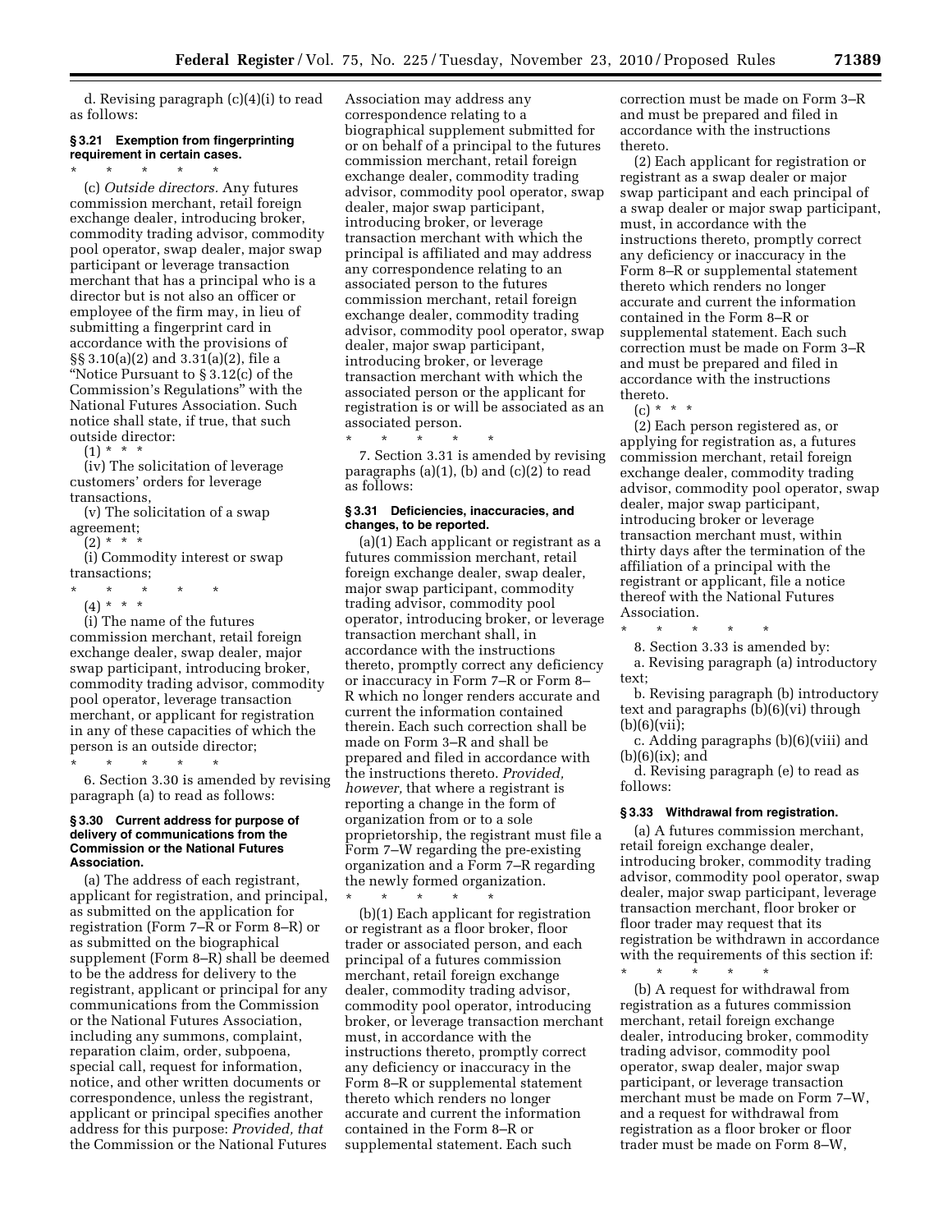d. Revising paragraph (c)(4)(i) to read as follows:

### § 3.21 Exemption from fingerprinting requirement in certain cases.

\* \* \* \* \*

(c) *Outside directors.* Any futures commission merchant, retail foreign exchange dealer, introducing broker, commodity trading advisor, commodity pool operator, swap dealer, major swap participant or leverage transaction merchant that has a principal who is a director but is not also an officer or employee of the firm may, in lieu of submitting a fingerprint card in accordance with the provisions of §§ 3.10(a)(2) and 3.31(a)(2), file a "Notice Pursuant to § 3.12(c) of the Commission's Regulations" with the National Futures Association. Such notice shall state, if true, that such outside director:

(1) \* \* \*

(iv) The solicitation of leverage customers' orders for leverage transactions,

(v) The solicitation of a swap agreement;

(2) \* \* \*

(i) Commodity interest or swap transactions;

\* \* \* \* \*

(4) \* \* \*

(i) The name of the futures commission merchant, retail foreign exchange dealer, swap dealer, major swap participant, introducing broker, commodity trading advisor, commodity pool operator, leverage transaction merchant, or applicant for registration in any of these capacities of which the person is an outside director;

\* \* \* \* \*

6. Section 3.30 is amended by revising paragraph (a) to read as follows:

### § 3.30 Current address for purpose of delivery of communications from the Commission or the National Futures Association.

(a) The address of each registrant, applicant for registration, and principal, as submitted on the application for registration (Form 7–R or Form 8–R) or as submitted on the biographical supplement (Form 8–R) shall be deemed to be the address for delivery to the registrant, applicant or principal for any communications from the Commission or the National Futures Association, including any summons, complaint, reparation claim, order, subpoena, special call, request for information, notice, and other written documents or correspondence, unless the registrant, applicant or principal specifies another address for this purpose: *Provided, that* the Commission or the National Futures Association may address any correspondence relating to a biographical supplement submitted for or on behalf of a principal to the futures commission merchant, retail foreign exchange dealer, commodity trading advisor, commodity pool operator, swap dealer, major swap participant, introducing broker, or leverage transaction merchant with which the principal is affiliated and may address any correspondence relating to an associated person to the futures commission merchant, retail foreign exchange dealer, commodity trading advisor, commodity pool operator, swap dealer, major swap participant, introducing broker, or leverage transaction merchant with which the associated person or the applicant for registration is or will be associated as an associated person.

\* \* \* \* \*

7. Section 3.31 is amended by revising paragraphs (a)(1), (b) and (c)(2) to read as follows:

### § 3.31 Deficiencies, inaccuracies, and changes, to be reported.

(a)(1) Each applicant or registrant as a futures commission merchant, retail foreign exchange dealer, swap dealer, major swap participant, commodity trading advisor, commodity pool operator, introducing broker, or leverage transaction merchant shall, in accordance with the instructions thereto, promptly correct any deficiency or inaccuracy in Form 7–R or Form 8–R which no longer renders accurate and current the information contained therein. Each such correction shall be made on Form 3–R and shall be prepared and filed in accordance with the instructions thereto. *Provided, however,* that where a registrant is reporting a change in the form of organization from or to a sole proprietorship, the registrant must file a Form 7–W regarding the pre-existing organization and a Form 7–R regarding the newly formed organization.

\* \* \* \* \*

(b)(1) Each applicant for registration or registrant as a floor broker, floor trader or associated person, and each principal of a futures commission merchant, retail foreign exchange dealer, commodity trading advisor, commodity pool operator, introducing broker, or leverage transaction merchant must, in accordance with the instructions thereto, promptly correct any deficiency or inaccuracy in the Form 8–R or supplemental statement thereto which renders no longer accurate and current the information contained in the Form 8–R or supplemental statement. Each such correction must be made on Form 3–R and must be prepared and filed in accordance with the instructions thereto.

(2) Each applicant for registration or registrant as a swap dealer or major swap participant and each principal of a swap dealer or major swap participant, must, in accordance with the instructions thereto, promptly correct any deficiency or inaccuracy in the Form 8–R or supplemental statement thereto which renders no longer accurate and current the information contained in the Form 8–R or supplemental statement. Each such correction must be made on Form 3–R and must be prepared and filed in accordance with the instructions thereto.

(c) \* \* \*

(2) Each person registered as, or applying for registration as, a futures commission merchant, retail foreign exchange dealer, commodity trading advisor, commodity pool operator, swap dealer, major swap participant, introducing broker or leverage transaction merchant must, within thirty days after the termination of the affiliation of a principal with the registrant or applicant, file a notice thereof with the National Futures Association.

\* \* \* \* \*

8. Section 3.33 is amended by:

a. Revising paragraph (a) introductory text;

b. Revising paragraph (b) introductory text and paragraphs (b)(6)(vi) through (b)(6)(vii);

c. Adding paragraphs (b)(6)(viii) and (b)(6)(ix); and

d. Revising paragraph (e) to read as follows:

### § 3.33 Withdrawal from registration.

(a) A futures commission merchant, retail foreign exchange dealer, introducing broker, commodity trading advisor, commodity pool operator, swap dealer, major swap participant, leverage transaction merchant, floor broker or floor trader may request that its registration be withdrawn in accordance with the requirements of this section if:

\* \* \* \* \*

(b) A request for withdrawal from registration as a futures commission merchant, retail foreign exchange dealer, introducing broker, commodity trading advisor, commodity pool operator, swap dealer, major swap participant, or leverage transaction merchant must be made on Form 7–W, and a request for withdrawal from registration as a floor broker or floor trader must be made on Form 8–W,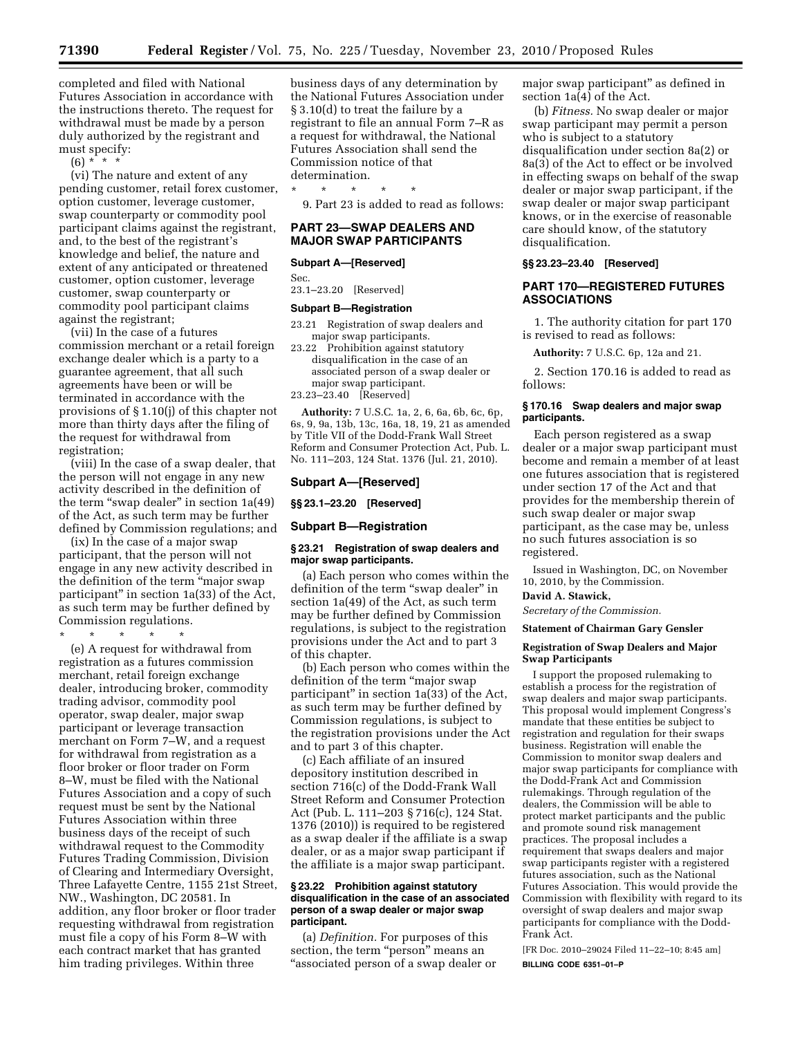completed and filed with National Futures Association in accordance with the instructions thereto. The request for withdrawal must be made by a person duly authorized by the registrant and must specify:

(6) * * *

(vi) The nature and extent of any pending customer, retail forex customer, option customer, leverage customer, swap counterparty or commodity pool participant claims against the registrant, and, to the best of the registrant's knowledge and belief, the nature and extent of any anticipated or threatened customer, option customer, leverage customer, swap counterparty or commodity pool participant claims against the registrant;

(vii) In the case of a futures commission merchant or a retail foreign exchange dealer which is a party to a guarantee agreement, that all such agreements have been or will be terminated in accordance with the provisions of § 1.10(j) of this chapter not more than thirty days after the filing of the request for withdrawal from registration;

(viii) In the case of a swap dealer, that the person will not engage in any new activity described in the definition of the term "swap dealer" in section 1a(49) of the Act, as such term may be further defined by Commission regulations; and

(ix) In the case of a major swap participant, that the person will not engage in any new activity described in the definition of the term "major swap participant" in section 1a(33) of the Act, as such term may be further defined by Commission regulations.

* * * * *

(e) A request for withdrawal from registration as a futures commission merchant, retail foreign exchange dealer, introducing broker, commodity trading advisor, commodity pool operator, swap dealer, major swap participant or leverage transaction merchant on Form 7–W, and a request for withdrawal from registration as a floor broker or floor trader on Form 8–W, must be filed with the National Futures Association and a copy of such request must be sent by the National Futures Association within three business days of the receipt of such withdrawal request to the Commodity Futures Trading Commission, Division of Clearing and Intermediary Oversight, Three Lafayette Centre, 1155 21st Street, NW., Washington, DC 20581. In addition, any floor broker or floor trader requesting withdrawal from registration must file a copy of his Form 8–W with each contract market that has granted him trading privileges. Within three business days of any determination by the National Futures Association under § 3.10(d) to treat the failure by a registrant to file an annual Form 7–R as a request for withdrawal, the National Futures Association shall send the Commission notice of that determination.

* * * * *

9. Part 23 is added to read as follows:

## PART 23—SWAP DEALERS AND MAJOR SWAP PARTICIPANTS

### Subpart A—[Reserved]

Sec.
23.1–23.20 [Reserved]

### Subpart B—Registration

23.21 Registration of swap dealers and major swap participants.
23.22 Prohibition against statutory disqualification in the case of an associated person of a swap dealer or major swap participant.
23.23–23.40 [Reserved]

**Authority:** 7 U.S.C. 1a, 2, 6, 6a, 6b, 6c, 6p, 6s, 9, 9a, 13b, 13c, 16a, 18, 19, 21 as amended by Title VII of the Dodd-Frank Wall Street Reform and Consumer Protection Act, Pub. L. No. 111–203, 124 Stat. 1376 (Jul. 21, 2010).

### Subpart A—[Reserved]

#### §§ 23.1–23.20 [Reserved]

### Subpart B—Registration

#### § 23.21 Registration of swap dealers and major swap participants.

(a) Each person who comes within the definition of the term "swap dealer" in section 1a(49) of the Act, as such term may be further defined by Commission regulations, is subject to the registration provisions under the Act and to part 3 of this chapter.

(b) Each person who comes within the definition of the term "major swap participant" in section 1a(33) of the Act, as such term may be further defined by Commission regulations, is subject to the registration provisions under the Act and to part 3 of this chapter.

(c) Each affiliate of an insured depository institution described in section 716(c) of the Dodd-Frank Wall Street Reform and Consumer Protection Act (Pub. L. 111–203 § 716(c), 124 Stat. 1376 (2010)) is required to be registered as a swap dealer if the affiliate is a swap dealer, or as a major swap participant if the affiliate is a major swap participant.

#### § 23.22 Prohibition against statutory disqualification in the case of an associated person of a swap dealer or major swap participant.

(a) *Definition.* For purposes of this section, the term "person" means an "associated person of a swap dealer or major swap participant" as defined in section 1a(4) of the Act.

(b) *Fitness.* No swap dealer or major swap participant may permit a person who is subject to a statutory disqualification under section 8a(2) or 8a(3) of the Act to effect or be involved in effecting swaps on behalf of the swap dealer or major swap participant, if the swap dealer or major swap participant knows, or in the exercise of reasonable care should know, of the statutory disqualification.

#### §§ 23.23–23.40 [Reserved]

## PART 170—REGISTERED FUTURES ASSOCIATIONS

1. The authority citation for part 170 is revised to read as follows:

**Authority:** 7 U.S.C. 6p, 12a and 21.

2. Section 170.16 is added to read as follows:

#### § 170.16 Swap dealers and major swap participants.

Each person registered as a swap dealer or a major swap participant must become and remain a member of at least one futures association that is registered under section 17 of the Act and that provides for the membership therein of such swap dealer or major swap participant, as the case may be, unless no such futures association is so registered.

Issued in Washington, DC, on November 10, 2010, by the Commission.

**David A. Stawick,**

*Secretary of the Commission.*

### Statement of Chairman Gary Gensler

#### Registration of Swap Dealers and Major Swap Participants

I support the proposed rulemaking to establish a process for the registration of swap dealers and major swap participants. This proposal would implement Congress's mandate that these entities be subject to registration and regulation for their swaps business. Registration will enable the Commission to monitor swap dealers and major swap participants for compliance with the Dodd-Frank Act and Commission rulemakings. Through regulation of the dealers, the Commission will be able to protect market participants and the public and promote sound risk management practices. The proposal includes a requirement that swaps dealers and major swap participants register with a registered futures association, such as the National Futures Association. This would provide the Commission with flexibility with regard to its oversight of swap dealers and major swap participants for compliance with the Dodd-Frank Act.

[FR Doc. 2010–29024 Filed 11–22–10; 8:45 am]

**BILLING CODE 6351–01–P**